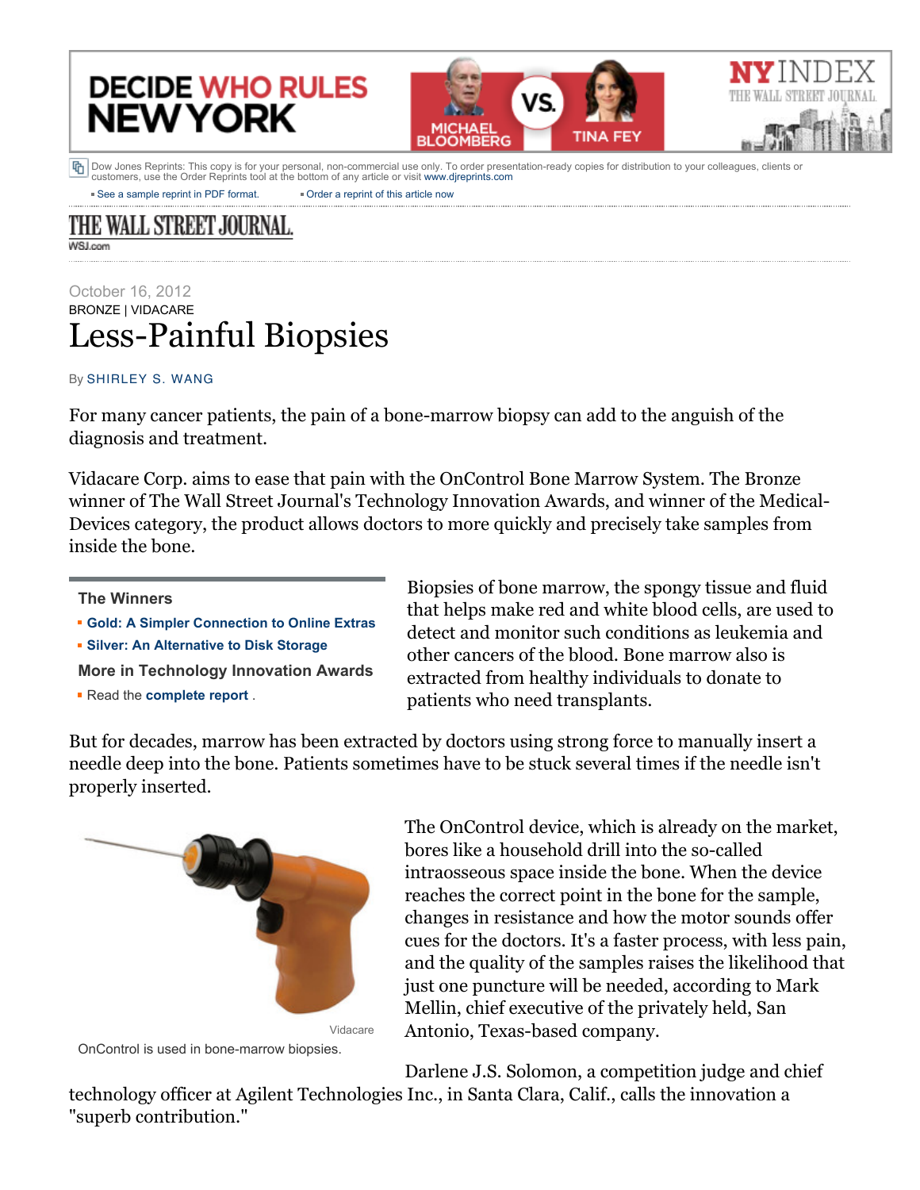DECIDE WHO RULES NEW YORK

MICHAEL BLOOMBERG VS. TINA FEY

NY INDEX THE WALL STREET JOURNAL

Dow Jones Reprints: This copy is for your personal, non-commercial use only. To order presentation-ready copies for distribution to your colleagues, clients or customers, use the Order Reprints tool at the bottom of any article or visit www.djreprints.com

- See a sample reprint in PDF format.
- Order a reprint of this article now

THE WALL STREET JOURNAL.

WSJ.com

October 16, 2012

BRONZE | VIDACARE

# Less-Painful Biopsies

By SHIRLEY S. WANG

For many cancer patients, the pain of a bone-marrow biopsy can add to the anguish of the diagnosis and treatment.

Vidacare Corp. aims to ease that pain with the OnControl Bone Marrow System. The Bronze winner of The Wall Street Journal's Technology Innovation Awards, and winner of the Medical-Devices category, the product allows doctors to more quickly and precisely take samples from inside the bone.

**The Winners**

- **Gold: A Simpler Connection to Online Extras**
- **Silver: An Alternative to Disk Storage**

**More in Technology Innovation Awards**

- Read the **complete report** .

Biopsies of bone marrow, the spongy tissue and fluid that helps make red and white blood cells, are used to detect and monitor such conditions as leukemia and other cancers of the blood. Bone marrow also is extracted from healthy individuals to donate to patients who need transplants.

But for decades, marrow has been extracted by doctors using strong force to manually insert a needle deep into the bone. Patients sometimes have to be stuck several times if the needle isn't properly inserted.

Vidacare

OnControl is used in bone-marrow biopsies.

The OnControl device, which is already on the market, bores like a household drill into the so-called intraosseous space inside the bone. When the device reaches the correct point in the bone for the sample, changes in resistance and how the motor sounds offer cues for the doctors. It's a faster process, with less pain, and the quality of the samples raises the likelihood that just one puncture will be needed, according to Mark Mellin, chief executive of the privately held, San Antonio, Texas-based company.

Darlene J.S. Solomon, a competition judge and chief technology officer at Agilent Technologies Inc., in Santa Clara, Calif., calls the innovation a "superb contribution."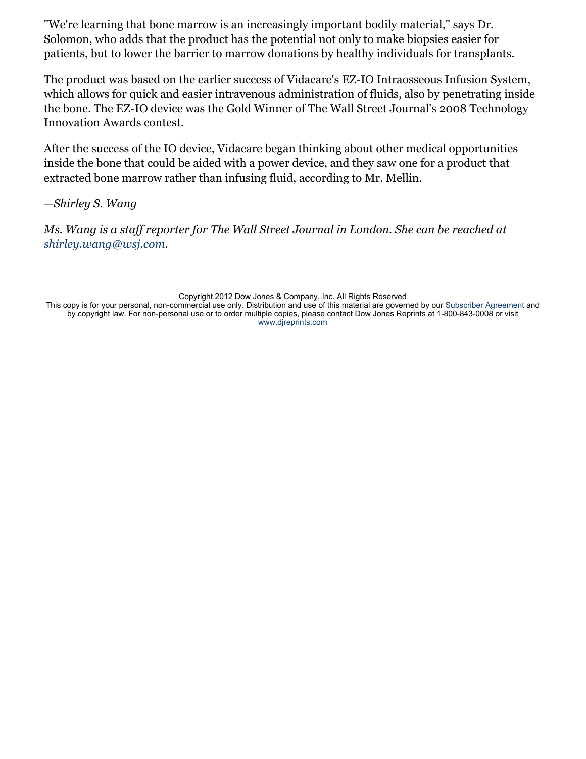"We're learning that bone marrow is an increasingly important bodily material," says Dr. Solomon, who adds that the product has the potential not only to make biopsies easier for patients, but to lower the barrier to marrow donations by healthy individuals for transplants.

The product was based on the earlier success of Vidacare's EZ-IO Intraosseous Infusion System, which allows for quick and easier intravenous administration of fluids, also by penetrating inside the bone. The EZ-IO device was the Gold Winner of The Wall Street Journal's 2008 Technology Innovation Awards contest.

After the success of the IO device, Vidacare began thinking about other medical opportunities inside the bone that could be aided with a power device, and they saw one for a product that extracted bone marrow rather than infusing fluid, according to Mr. Mellin.

*—Shirley S. Wang*

*Ms. Wang is a staff reporter for The Wall Street Journal in London. She can be reached at shirley.wang@wsj.com.*

Copyright 2012 Dow Jones & Company, Inc. All Rights Reserved
This copy is for your personal, non-commercial use only. Distribution and use of this material are governed by our Subscriber Agreement and by copyright law. For non-personal use or to order multiple copies, please contact Dow Jones Reprints at 1-800-843-0008 or visit www.djreprints.com